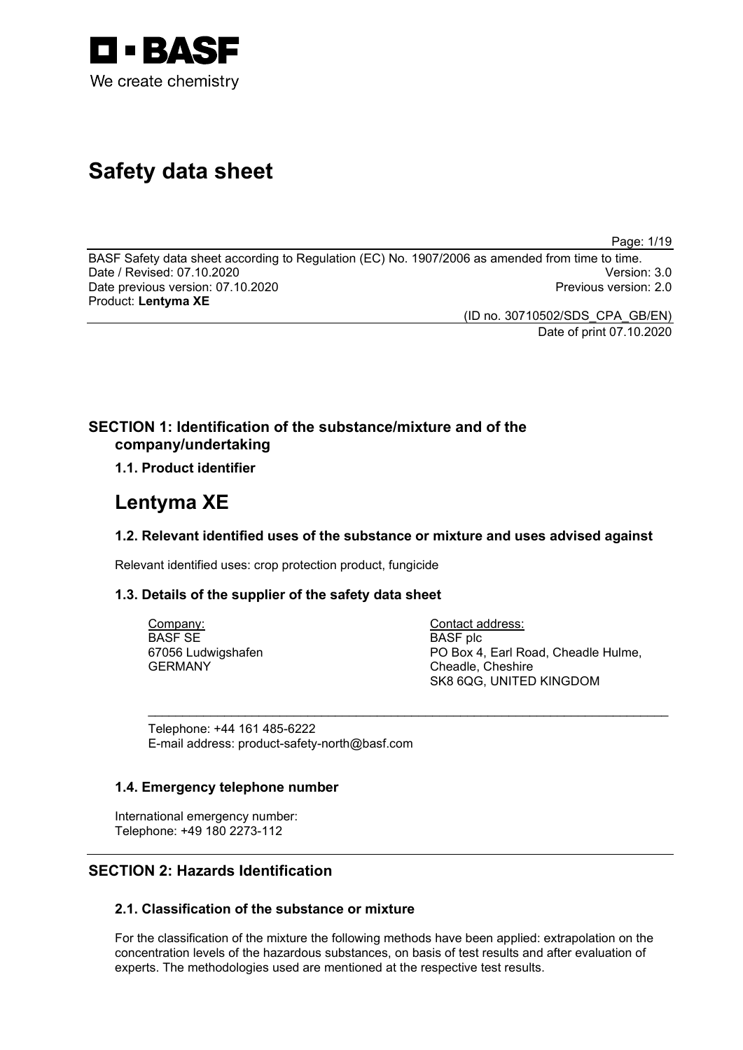BASF
We create chemistry

# Safety data sheet

BASF Safety data sheet according to Regulation (EC) No. 1907/2006 as amended from time to time.
Date / Revised: 07.10.2020 Version: 3.0
Date previous version: 07.10.2020 Previous version: 2.0
Product: **Lentyma XE**

(ID no. 30710502/SDS_CPA_GB/EN)
Date of print 07.10.2020

## SECTION 1: Identification of the substance/mixture and of the company/undertaking

### 1.1. Product identifier

# Lentyma XE

### 1.2. Relevant identified uses of the substance or mixture and uses advised against

Relevant identified uses: crop protection product, fungicide

### 1.3. Details of the supplier of the safety data sheet

Company:
BASF SE
67056 Ludwigshafen
GERMANY

Contact address:
BASF plc
PO Box 4, Earl Road, Cheadle Hulme,
Cheadle, Cheshire
SK8 6QG, UNITED KINGDOM

Telephone: +44 161 485-6222
E-mail address: product-safety-north@basf.com

### 1.4. Emergency telephone number

International emergency number:
Telephone: +49 180 2273-112

## SECTION 2: Hazards Identification

### 2.1. Classification of the substance or mixture

For the classification of the mixture the following methods have been applied: extrapolation on the concentration levels of the hazardous substances, on basis of test results and after evaluation of experts. The methodologies used are mentioned at the respective test results.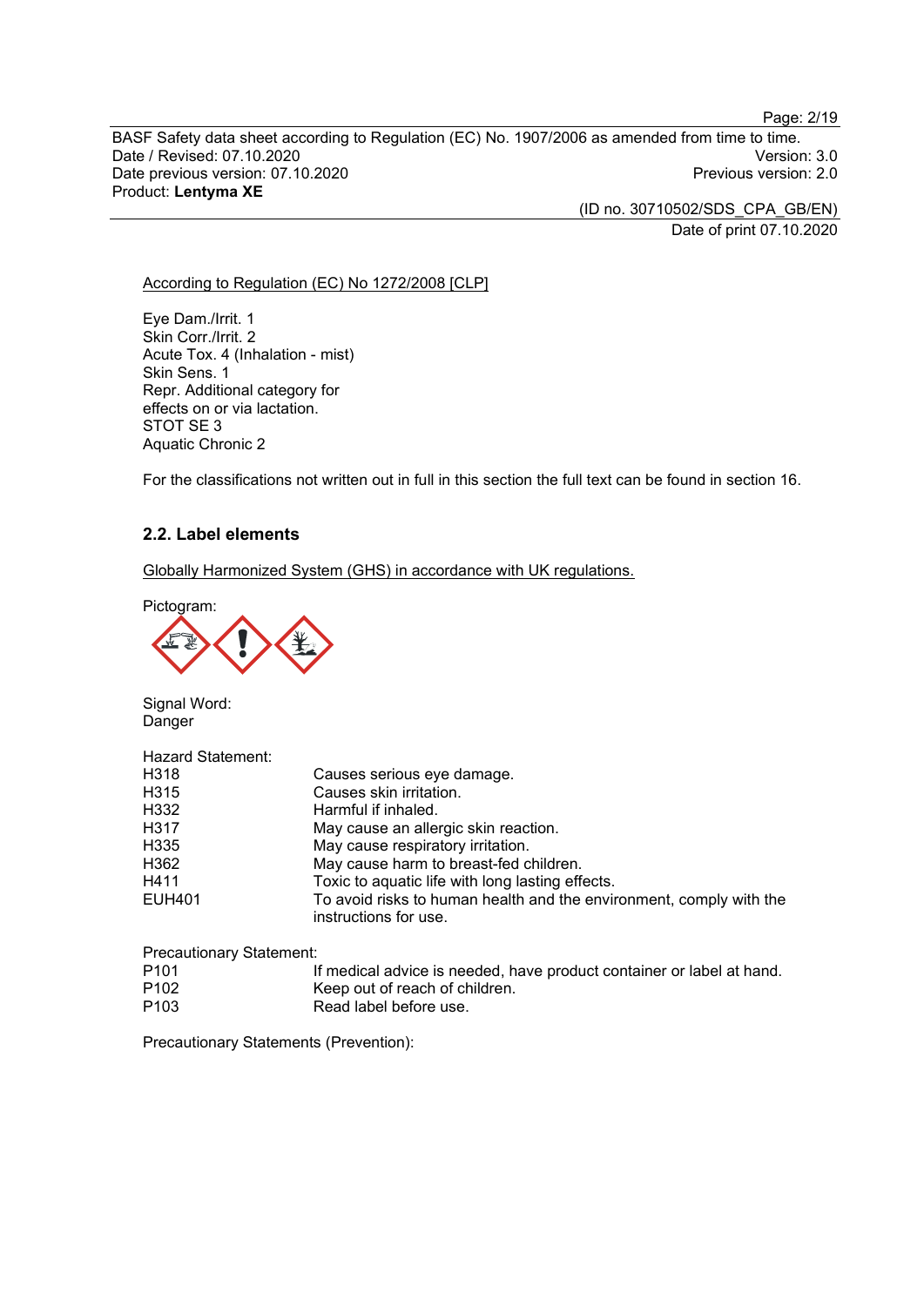According to Regulation (EC) No 1272/2008 [CLP]

Eye Dam./Irrit. 1
Skin Corr./Irrit. 2
Acute Tox. 4 (Inhalation - mist)
Skin Sens. 1
Repr. Additional category for effects on or via lactation.
STOT SE 3
Aquatic Chronic 2

For the classifications not written out in full in this section the full text can be found in section 16.

## 2.2. Label elements

Globally Harmonized System (GHS) in accordance with UK regulations.

Pictogram:

Signal Word:
Danger

Hazard Statement:

| | |
|---|---|
| H318 | Causes serious eye damage. |
| H315 | Causes skin irritation. |
| H332 | Harmful if inhaled. |
| H317 | May cause an allergic skin reaction. |
| H335 | May cause respiratory irritation. |
| H362 | May cause harm to breast-fed children. |
| H411 | Toxic to aquatic life with long lasting effects. |
| EUH401 | To avoid risks to human health and the environment, comply with the instructions for use. |

Precautionary Statement:

| | |
|---|---|
| P101 | If medical advice is needed, have product container or label at hand. |
| P102 | Keep out of reach of children. |
| P103 | Read label before use. |

Precautionary Statements (Prevention):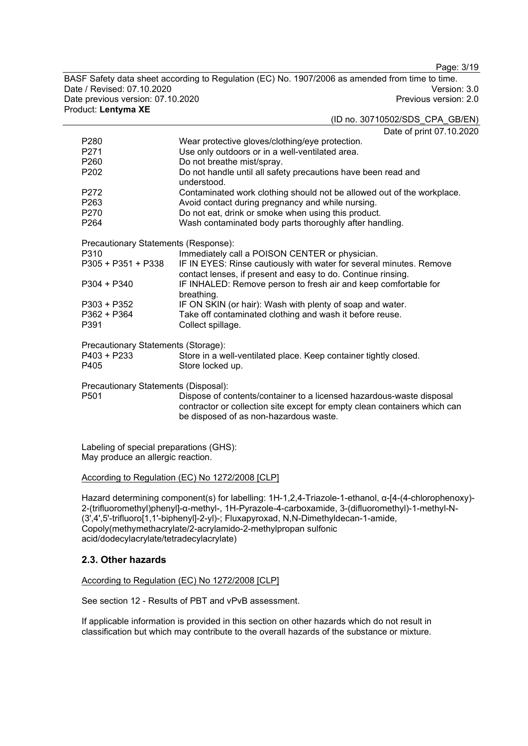| | |
|---|---|
| P280 | Wear protective gloves/clothing/eye protection. |
| P271 | Use only outdoors or in a well-ventilated area. |
| P260 | Do not breathe mist/spray. |
| P202 | Do not handle until all safety precautions have been read and understood. |
| P272 | Contaminated work clothing should not be allowed out of the workplace. |
| P263 | Avoid contact during pregnancy and while nursing. |
| P270 | Do not eat, drink or smoke when using this product. |
| P264 | Wash contaminated body parts thoroughly after handling. |

Precautionary Statements (Response):

| | |
|---|---|
| P310 | Immediately call a POISON CENTER or physician. |
| P305 + P351 + P338 | IF IN EYES: Rinse cautiously with water for several minutes. Remove contact lenses, if present and easy to do. Continue rinsing. |
| P304 + P340 | IF INHALED: Remove person to fresh air and keep comfortable for breathing. |
| P303 + P352 | IF ON SKIN (or hair): Wash with plenty of soap and water. |
| P362 + P364 | Take off contaminated clothing and wash it before reuse. |
| P391 | Collect spillage. |

Precautionary Statements (Storage):

| | |
|---|---|
| P403 + P233 | Store in a well-ventilated place. Keep container tightly closed. |
| P405 | Store locked up. |

Precautionary Statements (Disposal):

| | |
|---|---|
| P501 | Dispose of contents/container to a licensed hazardous-waste disposal contractor or collection site except for empty clean containers which can be disposed of as non-hazardous waste. |

Labeling of special preparations (GHS):
May produce an allergic reaction.

According to Regulation (EC) No 1272/2008 [CLP]

Hazard determining component(s) for labelling: 1H-1,2,4-Triazole-1-ethanol, α-[4-(4-chlorophenoxy)-2-(trifluoromethyl)phenyl]-α-methyl-, 1H-Pyrazole-4-carboxamide, 3-(difluoromethyl)-1-methyl-N-(3',4',5'-trifluoro[1,1'-biphenyl]-2-yl)-; Fluxapyroxad, N,N-Dimethyldecan-1-amide, Copoly(methymethacrylate/2-acrylamido-2-methylpropan sulfonic acid/dodecylacrylate/tetradecylacrylate)

## 2.3. Other hazards

According to Regulation (EC) No 1272/2008 [CLP]

See section 12 - Results of PBT and vPvB assessment.

If applicable information is provided in this section on other hazards which do not result in classification but which may contribute to the overall hazards of the substance or mixture.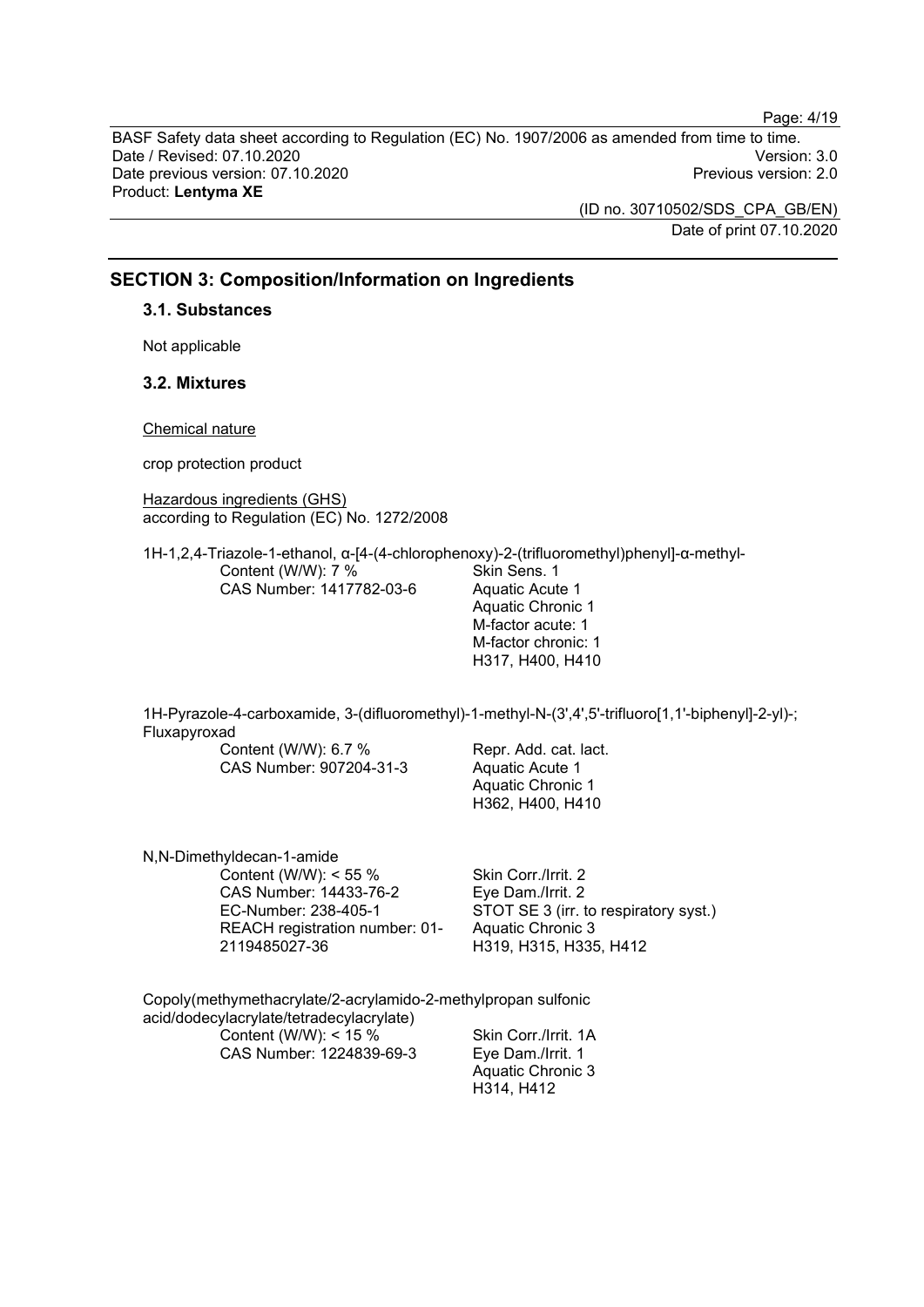## SECTION 3: Composition/Information on Ingredients

### 3.1. Substances

Not applicable

### 3.2. Mixtures

Chemical nature

crop protection product

Hazardous ingredients (GHS)
according to Regulation (EC) No. 1272/2008

1H-1,2,4-Triazole-1-ethanol, α-[4-(4-chlorophenoxy)-2-(trifluoromethyl)phenyl]-α-methyl-

Content (W/W): 7 %
CAS Number: 1417782-03-6

Skin Sens. 1
Aquatic Acute 1
Aquatic Chronic 1
M-factor acute: 1
M-factor chronic: 1
H317, H400, H410

1H-Pyrazole-4-carboxamide, 3-(difluoromethyl)-1-methyl-N-(3',4',5'-trifluoro[1,1'-biphenyl]-2-yl)-; Fluxapyroxad

Content (W/W): 6.7 %
CAS Number: 907204-31-3

Repr. Add. cat. lact.
Aquatic Acute 1
Aquatic Chronic 1
H362, H400, H410

N,N-Dimethyldecan-1-amide

Content (W/W): < 55 %
CAS Number: 14433-76-2
EC-Number: 238-405-1
REACH registration number: 01-2119485027-36

Skin Corr./Irrit. 2
Eye Dam./Irrit. 2
STOT SE 3 (irr. to respiratory syst.)
Aquatic Chronic 3
H319, H315, H335, H412

Copoly(methymethacrylate/2-acrylamido-2-methylpropan sulfonic acid/dodecylacrylate/tetradecylacrylate)

Content (W/W): < 15 %
CAS Number: 1224839-69-3

Skin Corr./Irrit. 1A
Eye Dam./Irrit. 1
Aquatic Chronic 3
H314, H412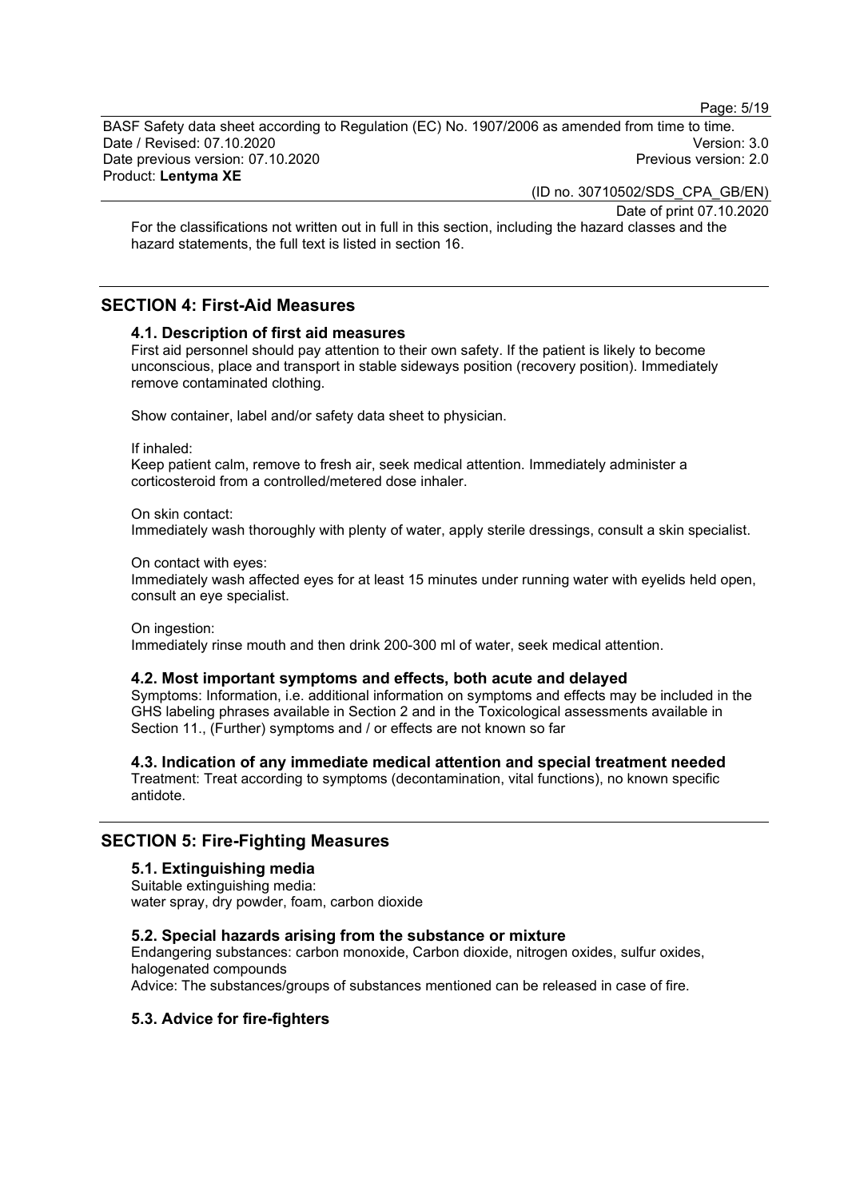For the classifications not written out in full in this section, including the hazard classes and the hazard statements, the full text is listed in section 16.

## SECTION 4: First-Aid Measures

### 4.1. Description of first aid measures

First aid personnel should pay attention to their own safety. If the patient is likely to become unconscious, place and transport in stable sideways position (recovery position). Immediately remove contaminated clothing.

Show container, label and/or safety data sheet to physician.

If inhaled:
Keep patient calm, remove to fresh air, seek medical attention. Immediately administer a corticosteroid from a controlled/metered dose inhaler.

On skin contact:
Immediately wash thoroughly with plenty of water, apply sterile dressings, consult a skin specialist.

On contact with eyes:
Immediately wash affected eyes for at least 15 minutes under running water with eyelids held open, consult an eye specialist.

On ingestion:
Immediately rinse mouth and then drink 200-300 ml of water, seek medical attention.

### 4.2. Most important symptoms and effects, both acute and delayed

Symptoms: Information, i.e. additional information on symptoms and effects may be included in the GHS labeling phrases available in Section 2 and in the Toxicological assessments available in Section 11., (Further) symptoms and / or effects are not known so far

### 4.3. Indication of any immediate medical attention and special treatment needed

Treatment: Treat according to symptoms (decontamination, vital functions), no known specific antidote.

## SECTION 5: Fire-Fighting Measures

### 5.1. Extinguishing media

Suitable extinguishing media:
water spray, dry powder, foam, carbon dioxide

### 5.2. Special hazards arising from the substance or mixture

Endangering substances: carbon monoxide, Carbon dioxide, nitrogen oxides, sulfur oxides, halogenated compounds
Advice: The substances/groups of substances mentioned can be released in case of fire.

### 5.3. Advice for fire-fighters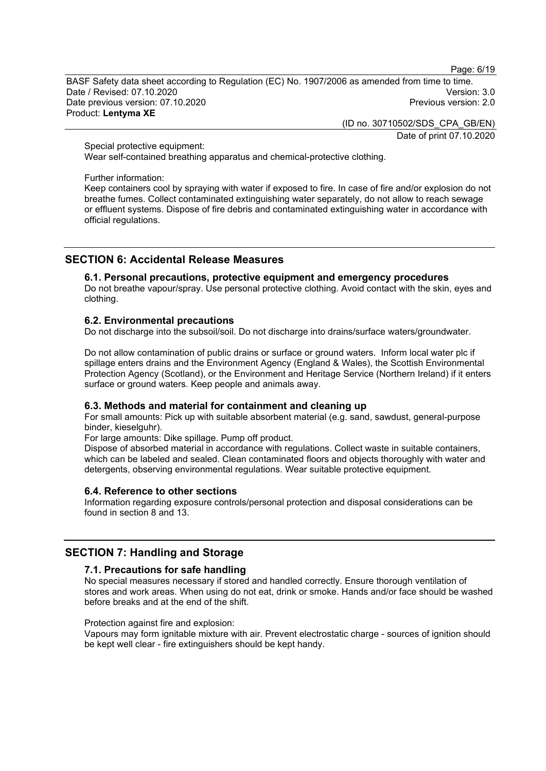Special protective equipment:
Wear self-contained breathing apparatus and chemical-protective clothing.

Further information:
Keep containers cool by spraying with water if exposed to fire. In case of fire and/or explosion do not breathe fumes. Collect contaminated extinguishing water separately, do not allow to reach sewage or effluent systems. Dispose of fire debris and contaminated extinguishing water in accordance with official regulations.

## SECTION 6: Accidental Release Measures

### 6.1. Personal precautions, protective equipment and emergency procedures

Do not breathe vapour/spray. Use personal protective clothing. Avoid contact with the skin, eyes and clothing.

### 6.2. Environmental precautions

Do not discharge into the subsoil/soil. Do not discharge into drains/surface waters/groundwater.

Do not allow contamination of public drains or surface or ground waters. Inform local water plc if spillage enters drains and the Environment Agency (England & Wales), the Scottish Environmental Protection Agency (Scotland), or the Environment and Heritage Service (Northern Ireland) if it enters surface or ground waters. Keep people and animals away.

### 6.3. Methods and material for containment and cleaning up

For small amounts: Pick up with suitable absorbent material (e.g. sand, sawdust, general-purpose binder, kieselguhr).
For large amounts: Dike spillage. Pump off product.
Dispose of absorbed material in accordance with regulations. Collect waste in suitable containers, which can be labeled and sealed. Clean contaminated floors and objects thoroughly with water and detergents, observing environmental regulations. Wear suitable protective equipment.

### 6.4. Reference to other sections

Information regarding exposure controls/personal protection and disposal considerations can be found in section 8 and 13.

## SECTION 7: Handling and Storage

### 7.1. Precautions for safe handling

No special measures necessary if stored and handled correctly. Ensure thorough ventilation of stores and work areas. When using do not eat, drink or smoke. Hands and/or face should be washed before breaks and at the end of the shift.

Protection against fire and explosion:
Vapours may form ignitable mixture with air. Prevent electrostatic charge - sources of ignition should be kept well clear - fire extinguishers should be kept handy.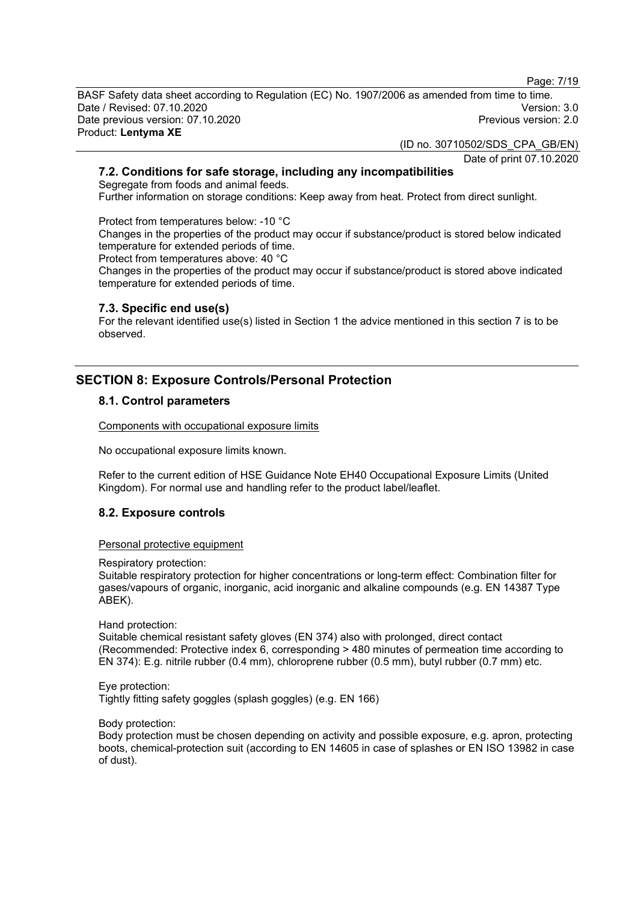### 7.2. Conditions for safe storage, including any incompatibilities

Segregate from foods and animal feeds.
Further information on storage conditions: Keep away from heat. Protect from direct sunlight.

Protect from temperatures below: -10 °C
Changes in the properties of the product may occur if substance/product is stored below indicated temperature for extended periods of time.
Protect from temperatures above: 40 °C
Changes in the properties of the product may occur if substance/product is stored above indicated temperature for extended periods of time.

### 7.3. Specific end use(s)

For the relevant identified use(s) listed in Section 1 the advice mentioned in this section 7 is to be observed.

## SECTION 8: Exposure Controls/Personal Protection

### 8.1. Control parameters

Components with occupational exposure limits

No occupational exposure limits known.

Refer to the current edition of HSE Guidance Note EH40 Occupational Exposure Limits (United Kingdom). For normal use and handling refer to the product label/leaflet.

### 8.2. Exposure controls

Personal protective equipment

Respiratory protection:
Suitable respiratory protection for higher concentrations or long-term effect: Combination filter for gases/vapours of organic, inorganic, acid inorganic and alkaline compounds (e.g. EN 14387 Type ABEK).

Hand protection:
Suitable chemical resistant safety gloves (EN 374) also with prolonged, direct contact (Recommended: Protective index 6, corresponding > 480 minutes of permeation time according to EN 374): E.g. nitrile rubber (0.4 mm), chloroprene rubber (0.5 mm), butyl rubber (0.7 mm) etc.

Eye protection:
Tightly fitting safety goggles (splash goggles) (e.g. EN 166)

Body protection:
Body protection must be chosen depending on activity and possible exposure, e.g. apron, protecting boots, chemical-protection suit (according to EN 14605 in case of splashes or EN ISO 13982 in case of dust).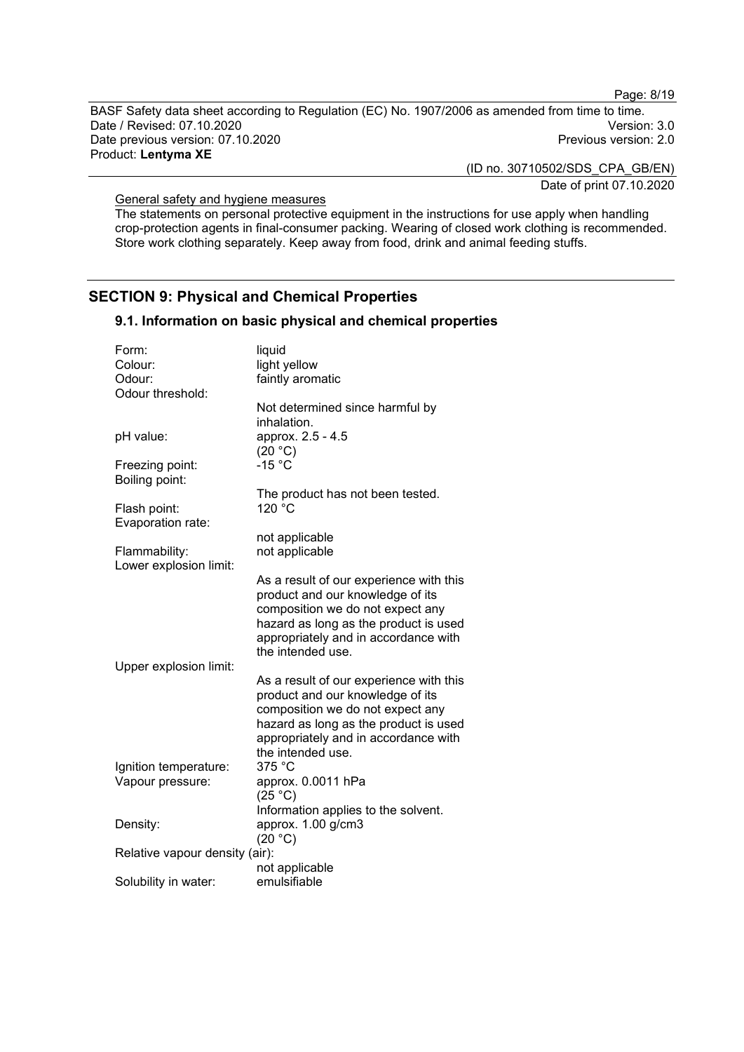General safety and hygiene measures

The statements on personal protective equipment in the instructions for use apply when handling crop-protection agents in final-consumer packing. Wearing of closed work clothing is recommended. Store work clothing separately. Keep away from food, drink and animal feeding stuffs.

## SECTION 9: Physical and Chemical Properties

### 9.1. Information on basic physical and chemical properties

| | |
|---|---|
| Form: | liquid |
| Colour: | light yellow |
| Odour: | faintly aromatic |
| Odour threshold: | Not determined since harmful by inhalation. |
| pH value: | approx. 2.5 - 4.5 (20 °C) |
| Freezing point: | -15 °C |
| Boiling point: | The product has not been tested. |
| Flash point: | 120 °C |
| Evaporation rate: | not applicable |
| Flammability: | not applicable |
| Lower explosion limit: | As a result of our experience with this product and our knowledge of its composition we do not expect any hazard as long as the product is used appropriately and in accordance with the intended use. |
| Upper explosion limit: | As a result of our experience with this product and our knowledge of its composition we do not expect any hazard as long as the product is used appropriately and in accordance with the intended use. |
| Ignition temperature: | 375 °C |
| Vapour pressure: | approx. 0.0011 hPa (25 °C) Information applies to the solvent. |
| Density: | approx. 1.00 g/cm3 (20 °C) |
| Relative vapour density (air): | not applicable |
| Solubility in water: | emulsifiable |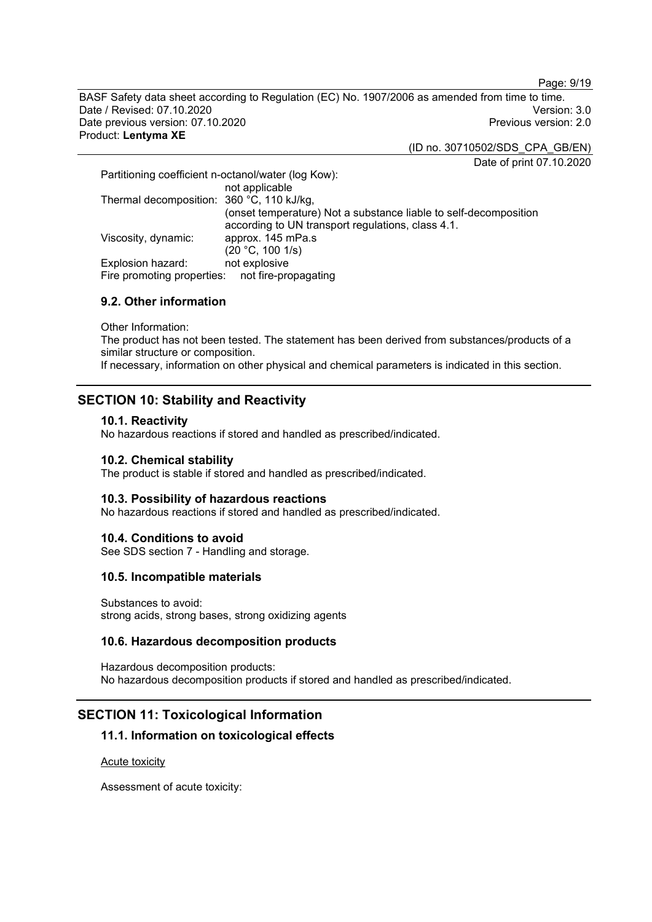Partitioning coefficient n-octanol/water (log Kow):
not applicable

Thermal decomposition: 360 °C, 110 kJ/kg,
(onset temperature) Not a substance liable to self-decomposition according to UN transport regulations, class 4.1.

Viscosity, dynamic: approx. 145 mPa.s
(20 °C, 100 1/s)

Explosion hazard: not explosive

Fire promoting properties: not fire-propagating

### 9.2. Other information

Other Information:
The product has not been tested. The statement has been derived from substances/products of a similar structure or composition.
If necessary, information on other physical and chemical parameters is indicated in this section.

## SECTION 10: Stability and Reactivity

### 10.1. Reactivity

No hazardous reactions if stored and handled as prescribed/indicated.

### 10.2. Chemical stability

The product is stable if stored and handled as prescribed/indicated.

### 10.3. Possibility of hazardous reactions

No hazardous reactions if stored and handled as prescribed/indicated.

### 10.4. Conditions to avoid

See SDS section 7 - Handling and storage.

### 10.5. Incompatible materials

Substances to avoid:
strong acids, strong bases, strong oxidizing agents

### 10.6. Hazardous decomposition products

Hazardous decomposition products:
No hazardous decomposition products if stored and handled as prescribed/indicated.

## SECTION 11: Toxicological Information

### 11.1. Information on toxicological effects

Acute toxicity

Assessment of acute toxicity: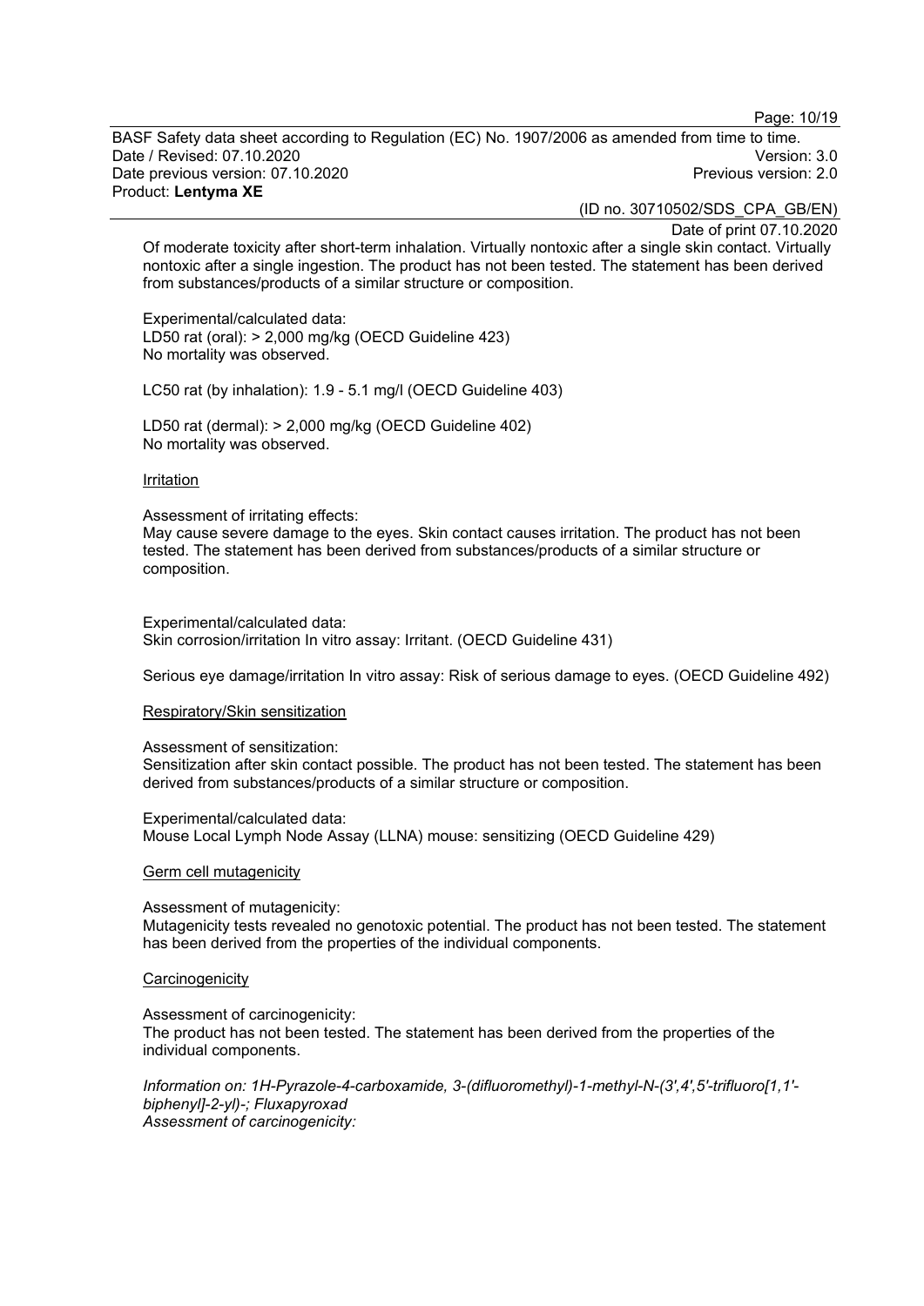Of moderate toxicity after short-term inhalation. Virtually nontoxic after a single skin contact. Virtually nontoxic after a single ingestion. The product has not been tested. The statement has been derived from substances/products of a similar structure or composition.

Experimental/calculated data:
LD50 rat (oral): > 2,000 mg/kg (OECD Guideline 423)
No mortality was observed.

LC50 rat (by inhalation): 1.9 - 5.1 mg/l (OECD Guideline 403)

LD50 rat (dermal): > 2,000 mg/kg (OECD Guideline 402)
No mortality was observed.

Irritation

Assessment of irritating effects:
May cause severe damage to the eyes. Skin contact causes irritation. The product has not been tested. The statement has been derived from substances/products of a similar structure or composition.

Experimental/calculated data:
Skin corrosion/irritation In vitro assay: Irritant. (OECD Guideline 431)

Serious eye damage/irritation In vitro assay: Risk of serious damage to eyes. (OECD Guideline 492)

Respiratory/Skin sensitization

Assessment of sensitization:
Sensitization after skin contact possible. The product has not been tested. The statement has been derived from substances/products of a similar structure or composition.

Experimental/calculated data:
Mouse Local Lymph Node Assay (LLNA) mouse: sensitizing (OECD Guideline 429)

Germ cell mutagenicity

Assessment of mutagenicity:
Mutagenicity tests revealed no genotoxic potential. The product has not been tested. The statement has been derived from the properties of the individual components.

Carcinogenicity

Assessment of carcinogenicity:
The product has not been tested. The statement has been derived from the properties of the individual components.

*Information on: 1H-Pyrazole-4-carboxamide, 3-(difluoromethyl)-1-methyl-N-(3',4',5'-trifluoro[1,1'-biphenyl]-2-yl)-; Fluxapyroxad*
*Assessment of carcinogenicity:*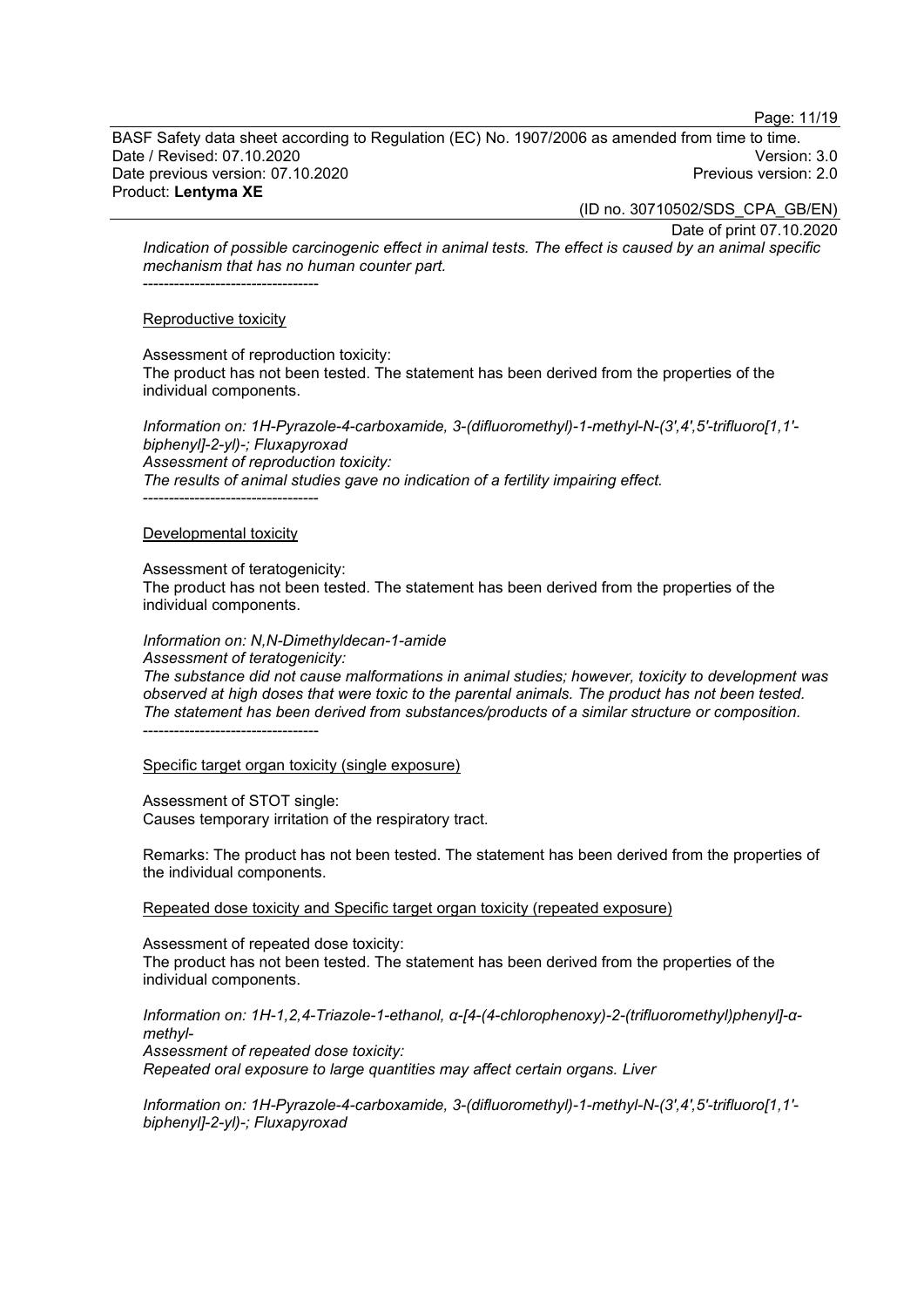*Indication of possible carcinogenic effect in animal tests. The effect is caused by an animal specific mechanism that has no human counter part.*

----------------------------------

Reproductive toxicity

Assessment of reproduction toxicity:
The product has not been tested. The statement has been derived from the properties of the individual components.

*Information on: 1H-Pyrazole-4-carboxamide, 3-(difluoromethyl)-1-methyl-N-(3',4',5'-trifluoro[1,1'-biphenyl]-2-yl)-; Fluxapyroxad*
*Assessment of reproduction toxicity:*
*The results of animal studies gave no indication of a fertility impairing effect.*

----------------------------------

Developmental toxicity

Assessment of teratogenicity:
The product has not been tested. The statement has been derived from the properties of the individual components.

*Information on: N,N-Dimethyldecan-1-amide*
*Assessment of teratogenicity:*
*The substance did not cause malformations in animal studies; however, toxicity to development was observed at high doses that were toxic to the parental animals. The product has not been tested. The statement has been derived from substances/products of a similar structure or composition.*

----------------------------------

Specific target organ toxicity (single exposure)

Assessment of STOT single:
Causes temporary irritation of the respiratory tract.

Remarks: The product has not been tested. The statement has been derived from the properties of the individual components.

Repeated dose toxicity and Specific target organ toxicity (repeated exposure)

Assessment of repeated dose toxicity:
The product has not been tested. The statement has been derived from the properties of the individual components.

*Information on: 1H-1,2,4-Triazole-1-ethanol, α-[4-(4-chlorophenoxy)-2-(trifluoromethyl)phenyl]-α-methyl-*
*Assessment of repeated dose toxicity:*
*Repeated oral exposure to large quantities may affect certain organs. Liver*

*Information on: 1H-Pyrazole-4-carboxamide, 3-(difluoromethyl)-1-methyl-N-(3',4',5'-trifluoro[1,1'-biphenyl]-2-yl)-; Fluxapyroxad*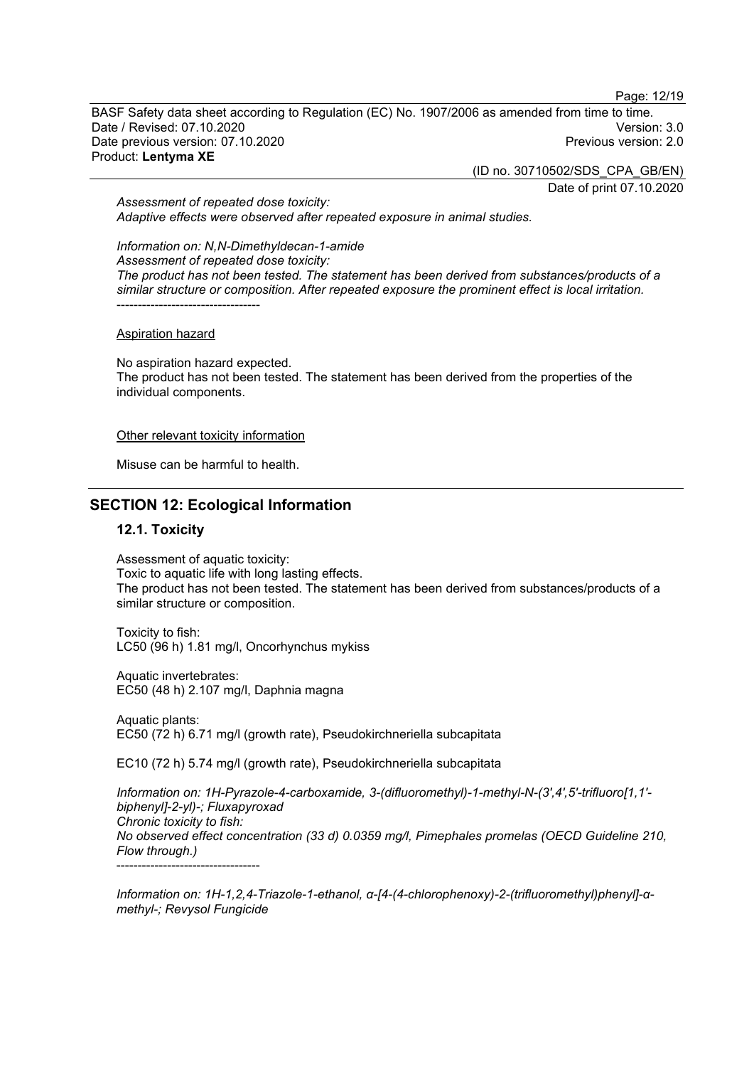*Assessment of repeated dose toxicity:*
*Adaptive effects were observed after repeated exposure in animal studies.*

*Information on: N,N-Dimethyldecan-1-amide*
*Assessment of repeated dose toxicity:*
*The product has not been tested. The statement has been derived from substances/products of a similar structure or composition. After repeated exposure the prominent effect is local irritation.*
----------------------------------

Aspiration hazard

No aspiration hazard expected.
The product has not been tested. The statement has been derived from the properties of the individual components.

Other relevant toxicity information

Misuse can be harmful to health.

## SECTION 12: Ecological Information

### 12.1. Toxicity

Assessment of aquatic toxicity:
Toxic to aquatic life with long lasting effects.
The product has not been tested. The statement has been derived from substances/products of a similar structure or composition.

Toxicity to fish:
LC50 (96 h) 1.81 mg/l, Oncorhynchus mykiss

Aquatic invertebrates:
EC50 (48 h) 2.107 mg/l, Daphnia magna

Aquatic plants:
EC50 (72 h) 6.71 mg/l (growth rate), Pseudokirchneriella subcapitata

EC10 (72 h) 5.74 mg/l (growth rate), Pseudokirchneriella subcapitata

*Information on: 1H-Pyrazole-4-carboxamide, 3-(difluoromethyl)-1-methyl-N-(3',4',5'-trifluoro[1,1'-biphenyl]-2-yl)-; Fluxapyroxad*
*Chronic toxicity to fish:*
*No observed effect concentration (33 d) 0.0359 mg/l, Pimephales promelas (OECD Guideline 210, Flow through.)*
----------------------------------

*Information on: 1H-1,2,4-Triazole-1-ethanol, α-[4-(4-chlorophenoxy)-2-(trifluoromethyl)phenyl]-α-methyl-; Revysol Fungicide*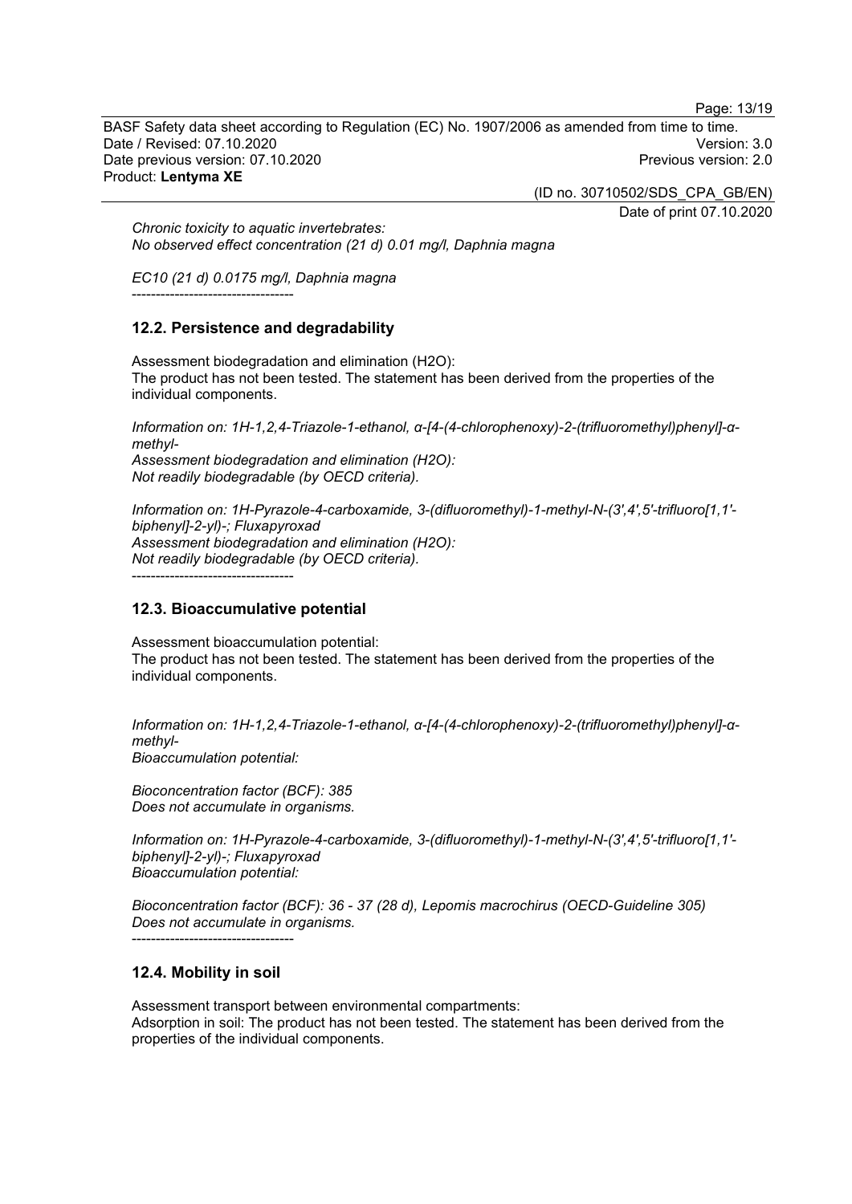*Chronic toxicity to aquatic invertebrates:*
*No observed effect concentration (21 d) 0.01 mg/l, Daphnia magna*

*EC10 (21 d) 0.0175 mg/l, Daphnia magna*

----------------------------------

## 12.2. Persistence and degradability

Assessment biodegradation and elimination (H2O):
The product has not been tested. The statement has been derived from the properties of the individual components.

*Information on: 1H-1,2,4-Triazole-1-ethanol, α-[4-(4-chlorophenoxy)-2-(trifluoromethyl)phenyl]-α-methyl-*
*Assessment biodegradation and elimination (H2O):*
*Not readily biodegradable (by OECD criteria).*

*Information on: 1H-Pyrazole-4-carboxamide, 3-(difluoromethyl)-1-methyl-N-(3',4',5'-trifluoro[1,1'-biphenyl]-2-yl)-; Fluxapyroxad*
*Assessment biodegradation and elimination (H2O):*
*Not readily biodegradable (by OECD criteria).*

----------------------------------

## 12.3. Bioaccumulative potential

Assessment bioaccumulation potential:
The product has not been tested. The statement has been derived from the properties of the individual components.

*Information on: 1H-1,2,4-Triazole-1-ethanol, α-[4-(4-chlorophenoxy)-2-(trifluoromethyl)phenyl]-α-methyl-*
*Bioaccumulation potential:*

*Bioconcentration factor (BCF): 385*
*Does not accumulate in organisms.*

*Information on: 1H-Pyrazole-4-carboxamide, 3-(difluoromethyl)-1-methyl-N-(3',4',5'-trifluoro[1,1'-biphenyl]-2-yl)-; Fluxapyroxad*
*Bioaccumulation potential:*

*Bioconcentration factor (BCF): 36 - 37 (28 d), Lepomis macrochirus (OECD-Guideline 305)*
*Does not accumulate in organisms.*

----------------------------------

## 12.4. Mobility in soil

Assessment transport between environmental compartments:
Adsorption in soil: The product has not been tested. The statement has been derived from the properties of the individual components.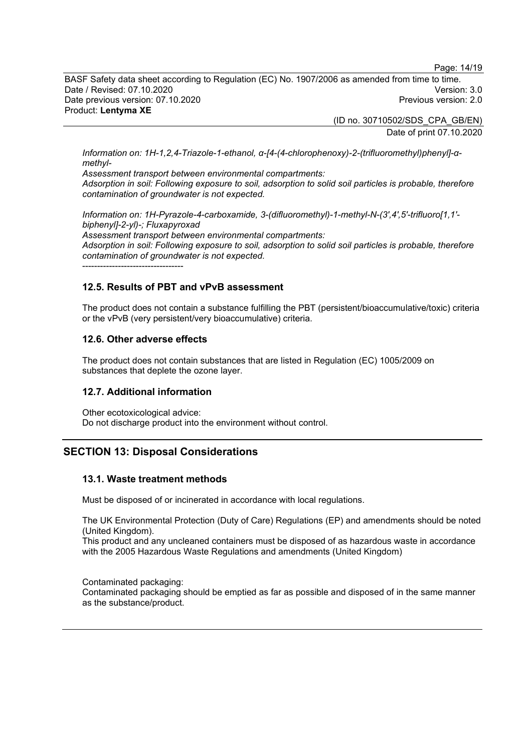*Information on: 1H-1,2,4-Triazole-1-ethanol, α-[4-(4-chlorophenoxy)-2-(trifluoromethyl)phenyl]-α-methyl-*
*Assessment transport between environmental compartments:*
*Adsorption in soil: Following exposure to soil, adsorption to solid soil particles is probable, therefore contamination of groundwater is not expected.*

*Information on: 1H-Pyrazole-4-carboxamide, 3-(difluoromethyl)-1-methyl-N-(3',4',5'-trifluoro[1,1'-biphenyl]-2-yl)-; Fluxapyroxad*
*Assessment transport between environmental compartments:*
*Adsorption in soil: Following exposure to soil, adsorption to solid soil particles is probable, therefore contamination of groundwater is not expected.*
----------------------------------

### 12.5. Results of PBT and vPvB assessment

The product does not contain a substance fulfilling the PBT (persistent/bioaccumulative/toxic) criteria or the vPvB (very persistent/very bioaccumulative) criteria.

### 12.6. Other adverse effects

The product does not contain substances that are listed in Regulation (EC) 1005/2009 on substances that deplete the ozone layer.

### 12.7. Additional information

Other ecotoxicological advice:
Do not discharge product into the environment without control.

## SECTION 13: Disposal Considerations

### 13.1. Waste treatment methods

Must be disposed of or incinerated in accordance with local regulations.

The UK Environmental Protection (Duty of Care) Regulations (EP) and amendments should be noted (United Kingdom).
This product and any uncleaned containers must be disposed of as hazardous waste in accordance with the 2005 Hazardous Waste Regulations and amendments (United Kingdom)

Contaminated packaging:
Contaminated packaging should be emptied as far as possible and disposed of in the same manner as the substance/product.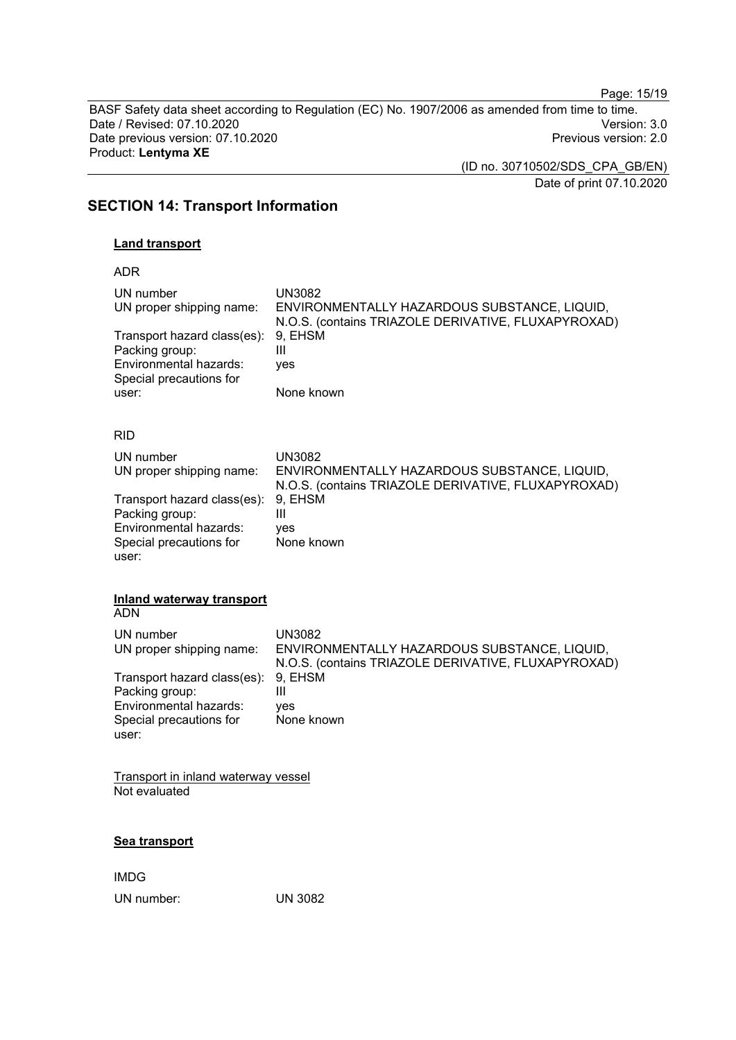## SECTION 14: Transport Information

**Land transport**

ADR

| | |
|---|---|
| UN number | UN3082 |
| UN proper shipping name: | ENVIRONMENTALLY HAZARDOUS SUBSTANCE, LIQUID, N.O.S. (contains TRIAZOLE DERIVATIVE, FLUXAPYROXAD) |
| Transport hazard class(es): | 9, EHSM |
| Packing group: | III |
| Environmental hazards: | yes |
| Special precautions for user: | None known |

RID

| | |
|---|---|
| UN number | UN3082 |
| UN proper shipping name: | ENVIRONMENTALLY HAZARDOUS SUBSTANCE, LIQUID, N.O.S. (contains TRIAZOLE DERIVATIVE, FLUXAPYROXAD) |
| Transport hazard class(es): | 9, EHSM |
| Packing group: | III |
| Environmental hazards: | yes |
| Special precautions for user: | None known |

**Inland waterway transport**

ADN

| | |
|---|---|
| UN number | UN3082 |
| UN proper shipping name: | ENVIRONMENTALLY HAZARDOUS SUBSTANCE, LIQUID, N.O.S. (contains TRIAZOLE DERIVATIVE, FLUXAPYROXAD) |
| Transport hazard class(es): | 9, EHSM |
| Packing group: | III |
| Environmental hazards: | yes |
| Special precautions for user: | None known |

Transport in inland waterway vessel
Not evaluated

**Sea transport**

IMDG

UN number: UN 3082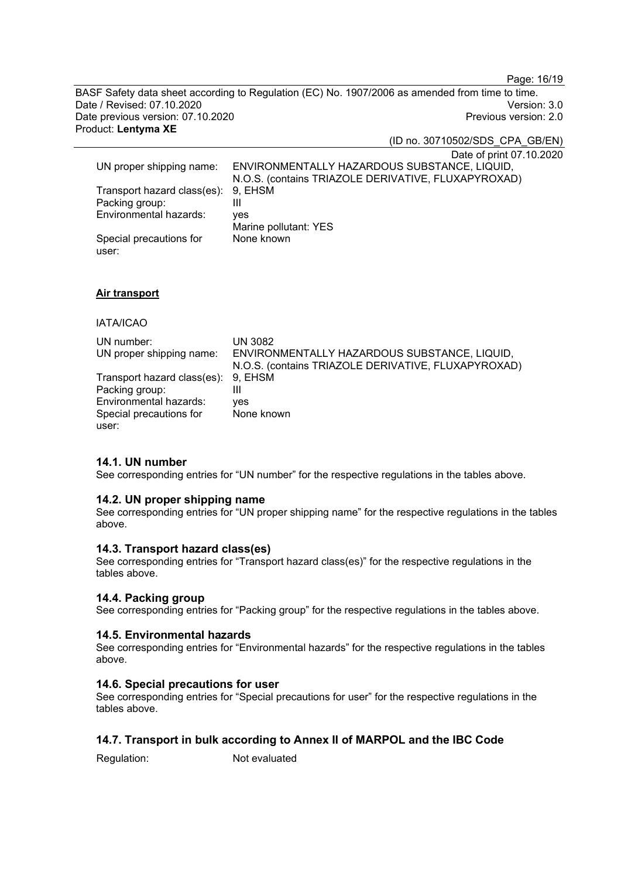| | |
|---|---|
| UN proper shipping name: | ENVIRONMENTALLY HAZARDOUS SUBSTANCE, LIQUID, N.O.S. (contains TRIAZOLE DERIVATIVE, FLUXAPYROXAD) |
| Transport hazard class(es): | 9, EHSM |
| Packing group: | III |
| Environmental hazards: | yes<br>Marine pollutant: YES |
| Special precautions for user: | None known |

**Air transport**

IATA/ICAO

| | |
|---|---|
| UN number: | UN 3082 |
| UN proper shipping name: | ENVIRONMENTALLY HAZARDOUS SUBSTANCE, LIQUID, N.O.S. (contains TRIAZOLE DERIVATIVE, FLUXAPYROXAD) |
| Transport hazard class(es): | 9, EHSM |
| Packing group: | III |
| Environmental hazards: | yes |
| Special precautions for user: | None known |

### 14.1. UN number

See corresponding entries for "UN number" for the respective regulations in the tables above.

### 14.2. UN proper shipping name

See corresponding entries for "UN proper shipping name" for the respective regulations in the tables above.

### 14.3. Transport hazard class(es)

See corresponding entries for "Transport hazard class(es)" for the respective regulations in the tables above.

### 14.4. Packing group

See corresponding entries for "Packing group" for the respective regulations in the tables above.

### 14.5. Environmental hazards

See corresponding entries for "Environmental hazards" for the respective regulations in the tables above.

### 14.6. Special precautions for user

See corresponding entries for "Special precautions for user" for the respective regulations in the tables above.

## 14.7. Transport in bulk according to Annex II of MARPOL and the IBC Code

Regulation: Not evaluated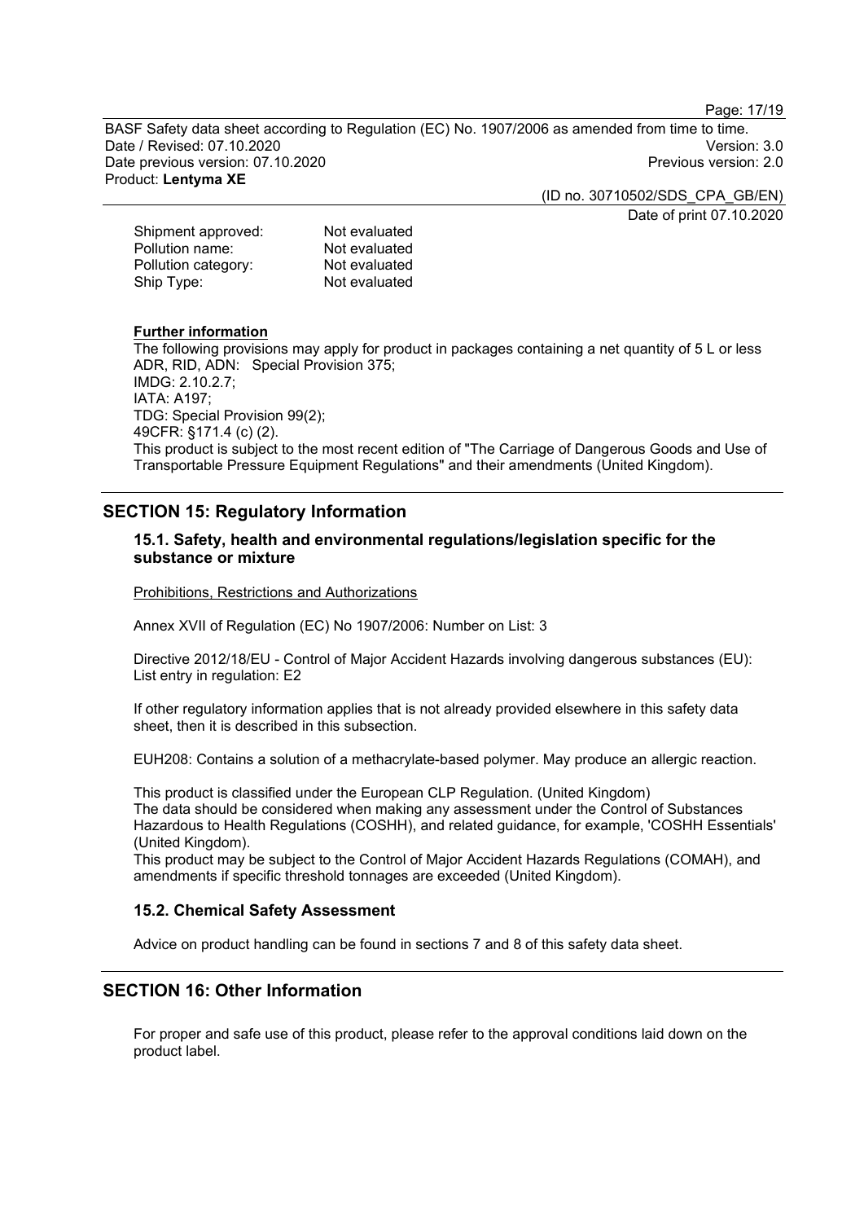| | |
|---|---|
| Shipment approved: | Not evaluated |
| Pollution name: | Not evaluated |
| Pollution category: | Not evaluated |
| Ship Type: | Not evaluated |

**Further information**

The following provisions may apply for product in packages containing a net quantity of 5 L or less
ADR, RID, ADN: Special Provision 375;
IMDG: 2.10.2.7;
IATA: A197;
TDG: Special Provision 99(2);
49CFR: §171.4 (c) (2).
This product is subject to the most recent edition of "The Carriage of Dangerous Goods and Use of Transportable Pressure Equipment Regulations" and their amendments (United Kingdom).

## SECTION 15: Regulatory Information

### 15.1. Safety, health and environmental regulations/legislation specific for the substance or mixture

Prohibitions, Restrictions and Authorizations

Annex XVII of Regulation (EC) No 1907/2006: Number on List: 3

Directive 2012/18/EU - Control of Major Accident Hazards involving dangerous substances (EU): List entry in regulation: E2

If other regulatory information applies that is not already provided elsewhere in this safety data sheet, then it is described in this subsection.

EUH208: Contains a solution of a methacrylate-based polymer. May produce an allergic reaction.

This product is classified under the European CLP Regulation. (United Kingdom)
The data should be considered when making any assessment under the Control of Substances Hazardous to Health Regulations (COSHH), and related guidance, for example, 'COSHH Essentials' (United Kingdom).
This product may be subject to the Control of Major Accident Hazards Regulations (COMAH), and amendments if specific threshold tonnages are exceeded (United Kingdom).

### 15.2. Chemical Safety Assessment

Advice on product handling can be found in sections 7 and 8 of this safety data sheet.

## SECTION 16: Other Information

For proper and safe use of this product, please refer to the approval conditions laid down on the product label.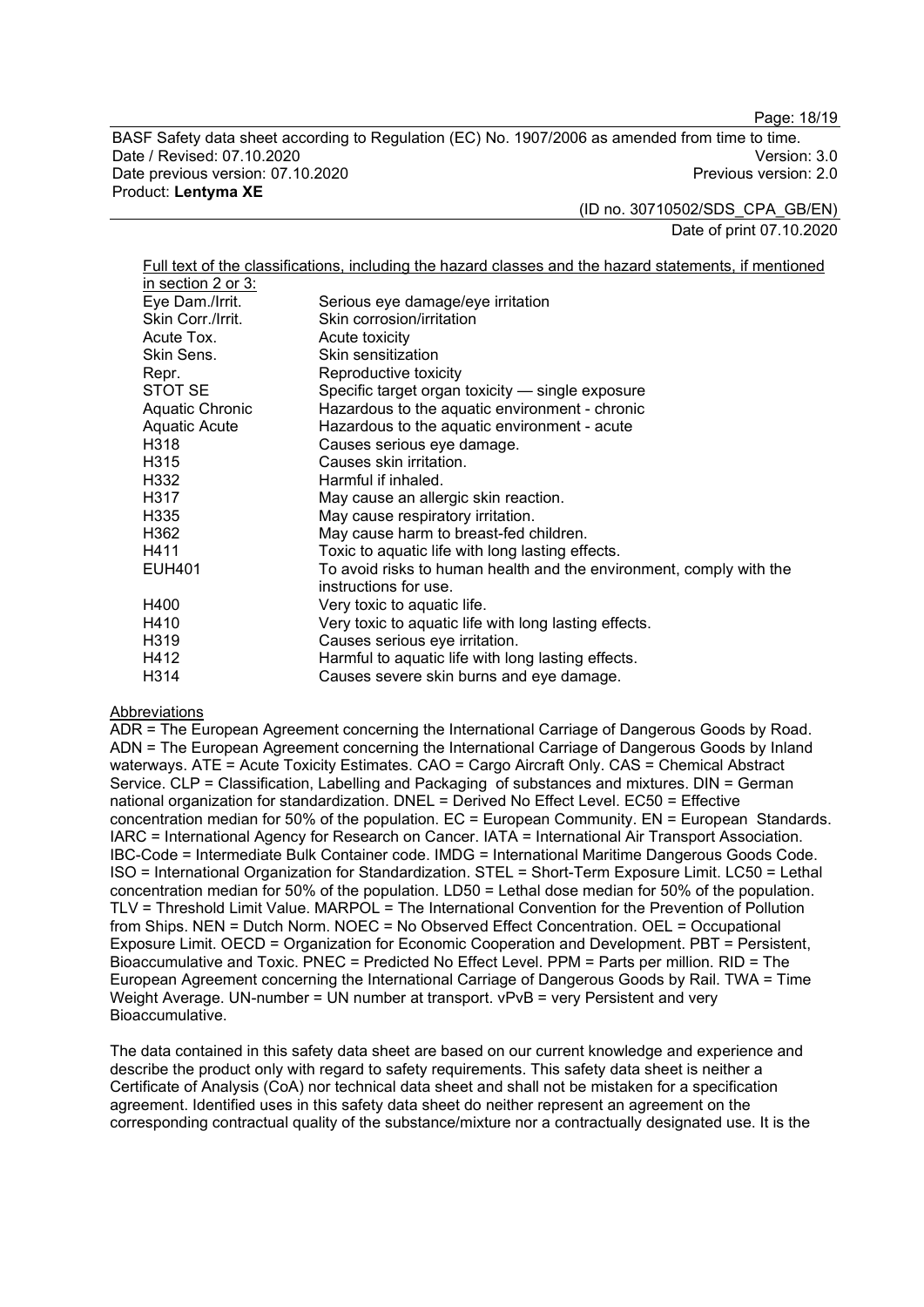Full text of the classifications, including the hazard classes and the hazard statements, if mentioned in section 2 or 3:

| | |
|---|---|
| Eye Dam./Irrit. | Serious eye damage/eye irritation |
| Skin Corr./Irrit. | Skin corrosion/irritation |
| Acute Tox. | Acute toxicity |
| Skin Sens. | Skin sensitization |
| Repr. | Reproductive toxicity |
| STOT SE | Specific target organ toxicity — single exposure |
| Aquatic Chronic | Hazardous to the aquatic environment - chronic |
| Aquatic Acute | Hazardous to the aquatic environment - acute |
| H318 | Causes serious eye damage. |
| H315 | Causes skin irritation. |
| H332 | Harmful if inhaled. |
| H317 | May cause an allergic skin reaction. |
| H335 | May cause respiratory irritation. |
| H362 | May cause harm to breast-fed children. |
| H411 | Toxic to aquatic life with long lasting effects. |
| EUH401 | To avoid risks to human health and the environment, comply with the instructions for use. |
| H400 | Very toxic to aquatic life. |
| H410 | Very toxic to aquatic life with long lasting effects. |
| H319 | Causes serious eye irritation. |
| H412 | Harmful to aquatic life with long lasting effects. |
| H314 | Causes severe skin burns and eye damage. |

Abbreviations

ADR = The European Agreement concerning the International Carriage of Dangerous Goods by Road. ADN = The European Agreement concerning the International Carriage of Dangerous Goods by Inland waterways. ATE = Acute Toxicity Estimates. CAO = Cargo Aircraft Only. CAS = Chemical Abstract Service. CLP = Classification, Labelling and Packaging of substances and mixtures. DIN = German national organization for standardization. DNEL = Derived No Effect Level. EC50 = Effective concentration median for 50% of the population. EC = European Community. EN = European Standards. IARC = International Agency for Research on Cancer. IATA = International Air Transport Association. IBC-Code = Intermediate Bulk Container code. IMDG = International Maritime Dangerous Goods Code. ISO = International Organization for Standardization. STEL = Short-Term Exposure Limit. LC50 = Lethal concentration median for 50% of the population. LD50 = Lethal dose median for 50% of the population. TLV = Threshold Limit Value. MARPOL = The International Convention for the Prevention of Pollution from Ships. NEN = Dutch Norm. NOEC = No Observed Effect Concentration. OEL = Occupational Exposure Limit. OECD = Organization for Economic Cooperation and Development. PBT = Persistent, Bioaccumulative and Toxic. PNEC = Predicted No Effect Level. PPM = Parts per million. RID = The European Agreement concerning the International Carriage of Dangerous Goods by Rail. TWA = Time Weight Average. UN-number = UN number at transport. vPvB = very Persistent and very Bioaccumulative.

The data contained in this safety data sheet are based on our current knowledge and experience and describe the product only with regard to safety requirements. This safety data sheet is neither a Certificate of Analysis (CoA) nor technical data sheet and shall not be mistaken for a specification agreement. Identified uses in this safety data sheet do neither represent an agreement on the corresponding contractual quality of the substance/mixture nor a contractually designated use. It is the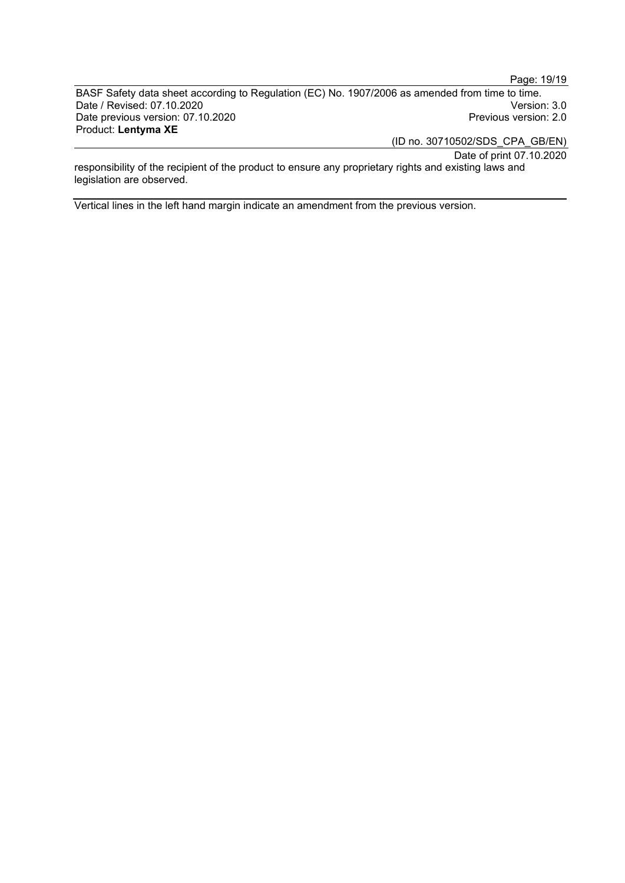responsibility of the recipient of the product to ensure any proprietary rights and existing laws and legislation are observed.

---

Vertical lines in the left hand margin indicate an amendment from the previous version.